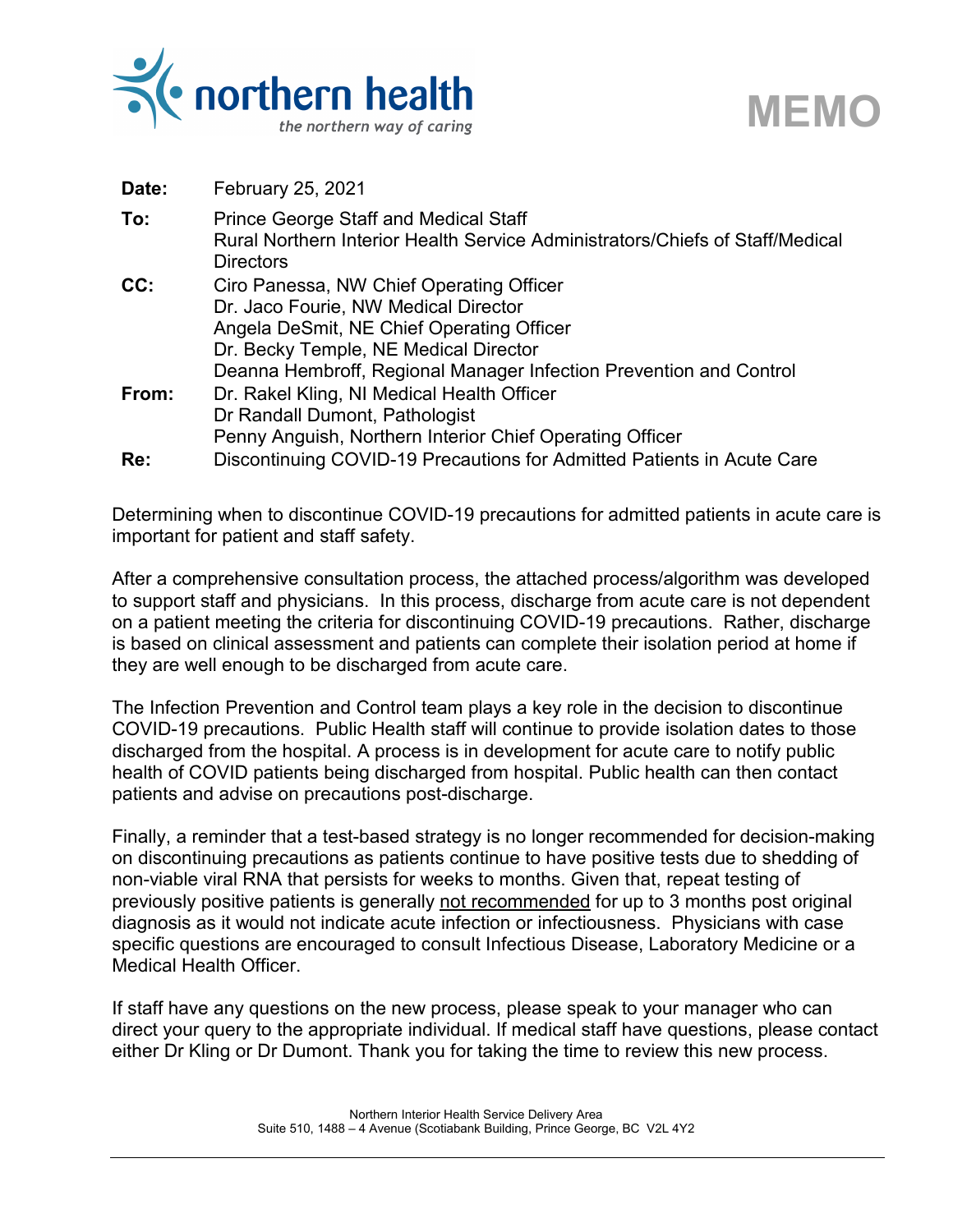northern health
*the northern way of caring*

# MEMO

| | |
|---|---|
| **Date:** | February 25, 2021 |
| **To:** | Prince George Staff and Medical Staff<br>Rural Northern Interior Health Service Administrators/Chiefs of Staff/Medical Directors |
| **CC:** | Ciro Panessa, NW Chief Operating Officer<br>Dr. Jaco Fourie, NW Medical Director<br>Angela DeSmit, NE Chief Operating Officer<br>Dr. Becky Temple, NE Medical Director<br>Deanna Hembroff, Regional Manager Infection Prevention and Control |
| **From:** | Dr. Rakel Kling, NI Medical Health Officer<br>Dr Randall Dumont, Pathologist<br>Penny Anguish, Northern Interior Chief Operating Officer |
| **Re:** | Discontinuing COVID-19 Precautions for Admitted Patients in Acute Care |

Determining when to discontinue COVID-19 precautions for admitted patients in acute care is important for patient and staff safety.

After a comprehensive consultation process, the attached process/algorithm was developed to support staff and physicians. In this process, discharge from acute care is not dependent on a patient meeting the criteria for discontinuing COVID-19 precautions. Rather, discharge is based on clinical assessment and patients can complete their isolation period at home if they are well enough to be discharged from acute care.

The Infection Prevention and Control team plays a key role in the decision to discontinue COVID-19 precautions. Public Health staff will continue to provide isolation dates to those discharged from the hospital. A process is in development for acute care to notify public health of COVID patients being discharged from hospital. Public health can then contact patients and advise on precautions post-discharge.

Finally, a reminder that a test-based strategy is no longer recommended for decision-making on discontinuing precautions as patients continue to have positive tests due to shedding of non-viable viral RNA that persists for weeks to months. Given that, repeat testing of previously positive patients is generally <u>not recommended</u> for up to 3 months post original diagnosis as it would not indicate acute infection or infectiousness. Physicians with case specific questions are encouraged to consult Infectious Disease, Laboratory Medicine or a Medical Health Officer.

If staff have any questions on the new process, please speak to your manager who can direct your query to the appropriate individual. If medical staff have questions, please contact either Dr Kling or Dr Dumont. Thank you for taking the time to review this new process.

Northern Interior Health Service Delivery Area
Suite 510, 1488 – 4 Avenue (Scotiabank Building, Prince George, BC V2L 4Y2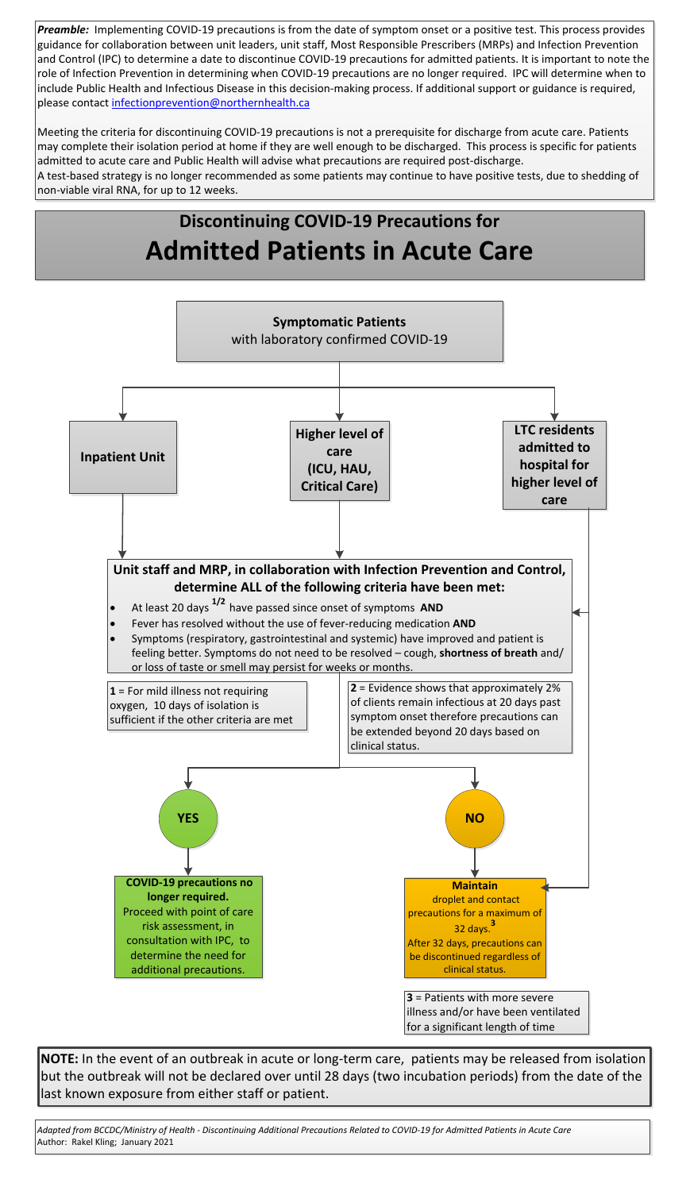***Preamble:*** Implementing COVID-19 precautions is from the date of symptom onset or a positive test. This process provides guidance for collaboration between unit leaders, unit staff, Most Responsible Prescribers (MRPs) and Infection Prevention and Control (IPC) to determine a date to discontinue COVID-19 precautions for admitted patients. It is important to note the role of Infection Prevention in determining when COVID-19 precautions are no longer required. IPC will determine when to include Public Health and Infectious Disease in this decision-making process. If additional support or guidance is required, please contact infectionprevention@northernhealth.ca

Meeting the criteria for discontinuing COVID-19 precautions is not a prerequisite for discharge from acute care. Patients may complete their isolation period at home if they are well enough to be discharged. This process is specific for patients admitted to acute care and Public Health will advise what precautions are required post-discharge.
A test-based strategy is no longer recommended as some patients may continue to have positive tests, due to shedding of non-viable viral RNA, for up to 12 weeks.

# Discontinuing COVID-19 Precautions for Admitted Patients in Acute Care

**Symptomatic Patients**
with laboratory confirmed COVID-19

**Inpatient Unit**

**Higher level of care (ICU, HAU, Critical Care)**

**LTC residents admitted to hospital for higher level of care**

**Unit staff and MRP, in collaboration with Infection Prevention and Control, determine ALL of the following criteria have been met:**

- At least 20 days [1/2] have passed since onset of symptoms **AND**
- Fever has resolved without the use of fever-reducing medication **AND**
- Symptoms (respiratory, gastrointestinal and systemic) have improved and patient is feeling better. Symptoms do not need to be resolved – cough, **shortness of breath** and/ or loss of taste or smell may persist for weeks or months.

**1** = For mild illness not requiring oxygen, 10 days of isolation is sufficient if the other criteria are met

**2** = Evidence shows that approximately 2% of clients remain infectious at 20 days past symptom onset therefore precautions can be extended beyond 20 days based on clinical status.

**YES**

**COVID-19 precautions no longer required.**
Proceed with point of care risk assessment, in consultation with IPC, to determine the need for additional precautions.

**NO**

**Maintain**
droplet and contact precautions for a maximum of 32 days.[3]
After 32 days, precautions can be discontinued regardless of clinical status.

**3** = Patients with more severe illness and/or have been ventilated for a significant length of time

**NOTE:** In the event of an outbreak in acute or long-term care, patients may be released from isolation but the outbreak will not be declared over until 28 days (two incubation periods) from the date of the last known exposure from either staff or patient.

*Adapted from BCCDC/Ministry of Health - Discontinuing Additional Precautions Related to COVID-19 for Admitted Patients in Acute Care*
Author: Rakel Kling; January 2021